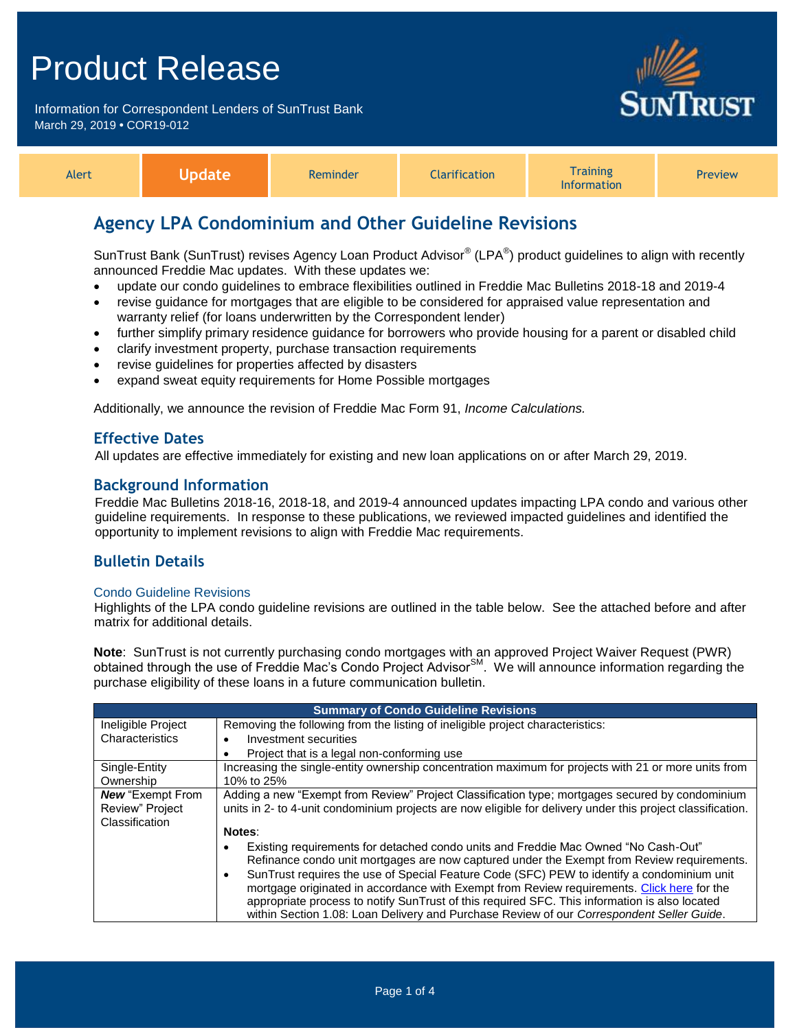# Product Release

Information for Correspondent Lenders of SunTrust Bank
March 29, 2019 • COR19-012

| Alert | **Update** | Reminder | Clarification | Training Information | Preview |
|---|---|---|---|---|---|

## Agency LPA Condominium and Other Guideline Revisions

SunTrust Bank (SunTrust) revises Agency Loan Product Advisor® (LPA®) product guidelines to align with recently announced Freddie Mac updates. With these updates we:

- update our condo guidelines to embrace flexibilities outlined in Freddie Mac Bulletins 2018-18 and 2019-4
- revise guidance for mortgages that are eligible to be considered for appraised value representation and warranty relief (for loans underwritten by the Correspondent lender)
- further simplify primary residence guidance for borrowers who provide housing for a parent or disabled child
- clarify investment property, purchase transaction requirements
- revise guidelines for properties affected by disasters
- expand sweat equity requirements for Home Possible mortgages

Additionally, we announce the revision of Freddie Mac Form 91, *Income Calculations.*

### Effective Dates

All updates are effective immediately for existing and new loan applications on or after March 29, 2019.

### Background Information

Freddie Mac Bulletins 2018-16, 2018-18, and 2019-4 announced updates impacting LPA condo and various other guideline requirements. In response to these publications, we reviewed impacted guidelines and identified the opportunity to implement revisions to align with Freddie Mac requirements.

### Bulletin Details

#### Condo Guideline Revisions

Highlights of the LPA condo guideline revisions are outlined in the table below. See the attached before and after matrix for additional details.

**Note**: SunTrust is not currently purchasing condo mortgages with an approved Project Waiver Request (PWR) obtained through the use of Freddie Mac's Condo Project Advisor℠. We will announce information regarding the purchase eligibility of these loans in a future communication bulletin.

| Summary of Condo Guideline Revisions | |
|---|---|
| Ineligible Project Characteristics | Removing the following from the listing of ineligible project characteristics:<br>• Investment securities<br>• Project that is a legal non-conforming use |
| Single-Entity Ownership | Increasing the single-entity ownership concentration maximum for projects with 21 or more units from 10% to 25% |
| ***New*** "Exempt From Review" Project Classification | Adding a new "Exempt from Review" Project Classification type; mortgages secured by condominium units in 2- to 4-unit condominium projects are now eligible for delivery under this project classification.<br><br>**Notes**:<br>• Existing requirements for detached condo units and Freddie Mac Owned "No Cash-Out" Refinance condo unit mortgages are now captured under the Exempt from Review requirements.<br>• SunTrust requires the use of Special Feature Code (SFC) PEW to identify a condominium unit mortgage originated in accordance with Exempt from Review requirements. Click here for the appropriate process to notify SunTrust of this required SFC. This information is also located within Section 1.08: Loan Delivery and Purchase Review of our *Correspondent Seller Guide*. |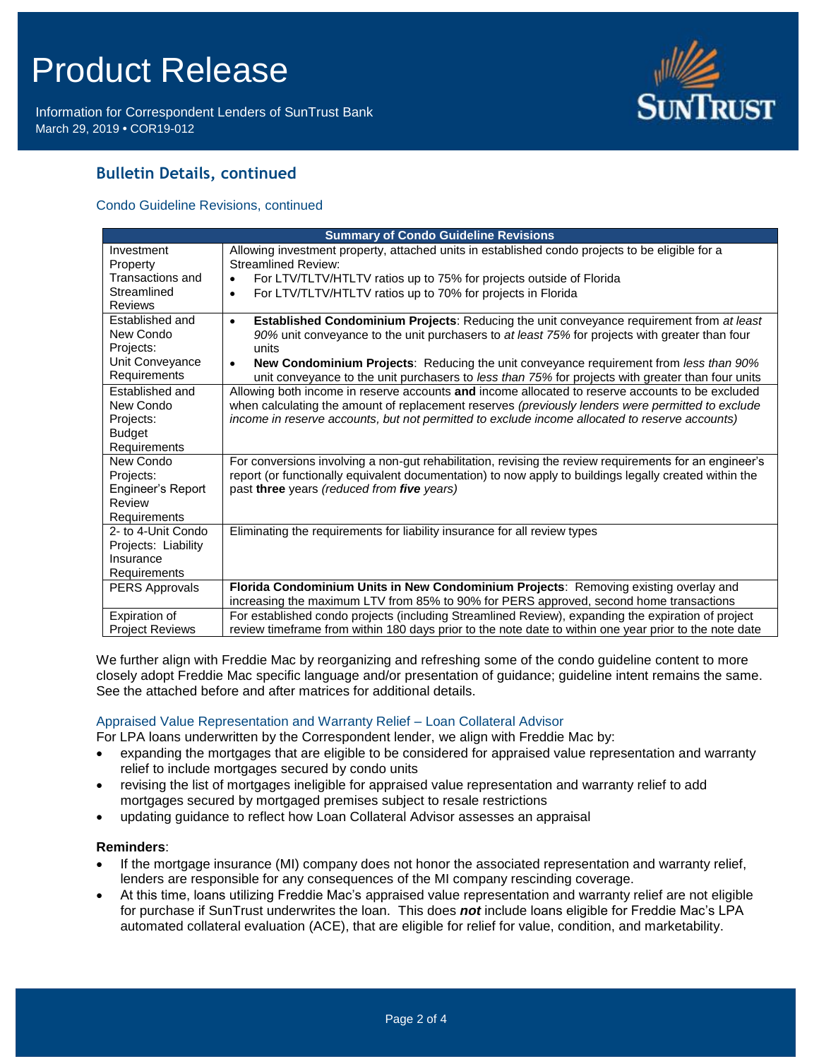## Bulletin Details, continued

### Condo Guideline Revisions, continued

| Summary of Condo Guideline Revisions | |
|---|---|
| Investment Property Transactions and Streamlined Reviews | Allowing investment property, attached units in established condo projects to be eligible for a Streamlined Review:<br>• For LTV/TLTV/HTLTV ratios up to 75% for projects outside of Florida<br>• For LTV/TLTV/HTLTV ratios up to 70% for projects in Florida |
| Established and New Condo Projects: Unit Conveyance Requirements | • **Established Condominium Projects**: Reducing the unit conveyance requirement from *at least 90%* unit conveyance to the unit purchasers to *at least 75%* for projects with greater than four units<br>• **New Condominium Projects**: Reducing the unit conveyance requirement from *less than 90%* unit conveyance to the unit purchasers to *less than 75%* for projects with greater than four units |
| Established and New Condo Projects: Budget Requirements | Allowing both income in reserve accounts **and** income allocated to reserve accounts to be excluded when calculating the amount of replacement reserves *(previously lenders were permitted to exclude income in reserve accounts, but not permitted to exclude income allocated to reserve accounts)* |
| New Condo Projects: Engineer's Report Review Requirements | For conversions involving a non-gut rehabilitation, revising the review requirements for an engineer's report (or functionally equivalent documentation) to now apply to buildings legally created within the past **three** years *(reduced from **five** years)* |
| 2- to 4-Unit Condo Projects: Liability Insurance Requirements | Eliminating the requirements for liability insurance for all review types |
| PERS Approvals | **Florida Condominium Units in New Condominium Projects**: Removing existing overlay and increasing the maximum LTV from 85% to 90% for PERS approved, second home transactions |
| Expiration of Project Reviews | For established condo projects (including Streamlined Review), expanding the expiration of project review timeframe from within 180 days prior to the note date to within one year prior to the note date |

We further align with Freddie Mac by reorganizing and refreshing some of the condo guideline content to more closely adopt Freddie Mac specific language and/or presentation of guidance; guideline intent remains the same. See the attached before and after matrices for additional details.

### Appraised Value Representation and Warranty Relief – Loan Collateral Advisor

For LPA loans underwritten by the Correspondent lender, we align with Freddie Mac by:

- expanding the mortgages that are eligible to be considered for appraised value representation and warranty relief to include mortgages secured by condo units
- revising the list of mortgages ineligible for appraised value representation and warranty relief to add mortgages secured by mortgaged premises subject to resale restrictions
- updating guidance to reflect how Loan Collateral Advisor assesses an appraisal

**Reminders**:

- If the mortgage insurance (MI) company does not honor the associated representation and warranty relief, lenders are responsible for any consequences of the MI company rescinding coverage.
- At this time, loans utilizing Freddie Mac's appraised value representation and warranty relief are not eligible for purchase if SunTrust underwrites the loan. This does ***not*** include loans eligible for Freddie Mac's LPA automated collateral evaluation (ACE), that are eligible for relief for value, condition, and marketability.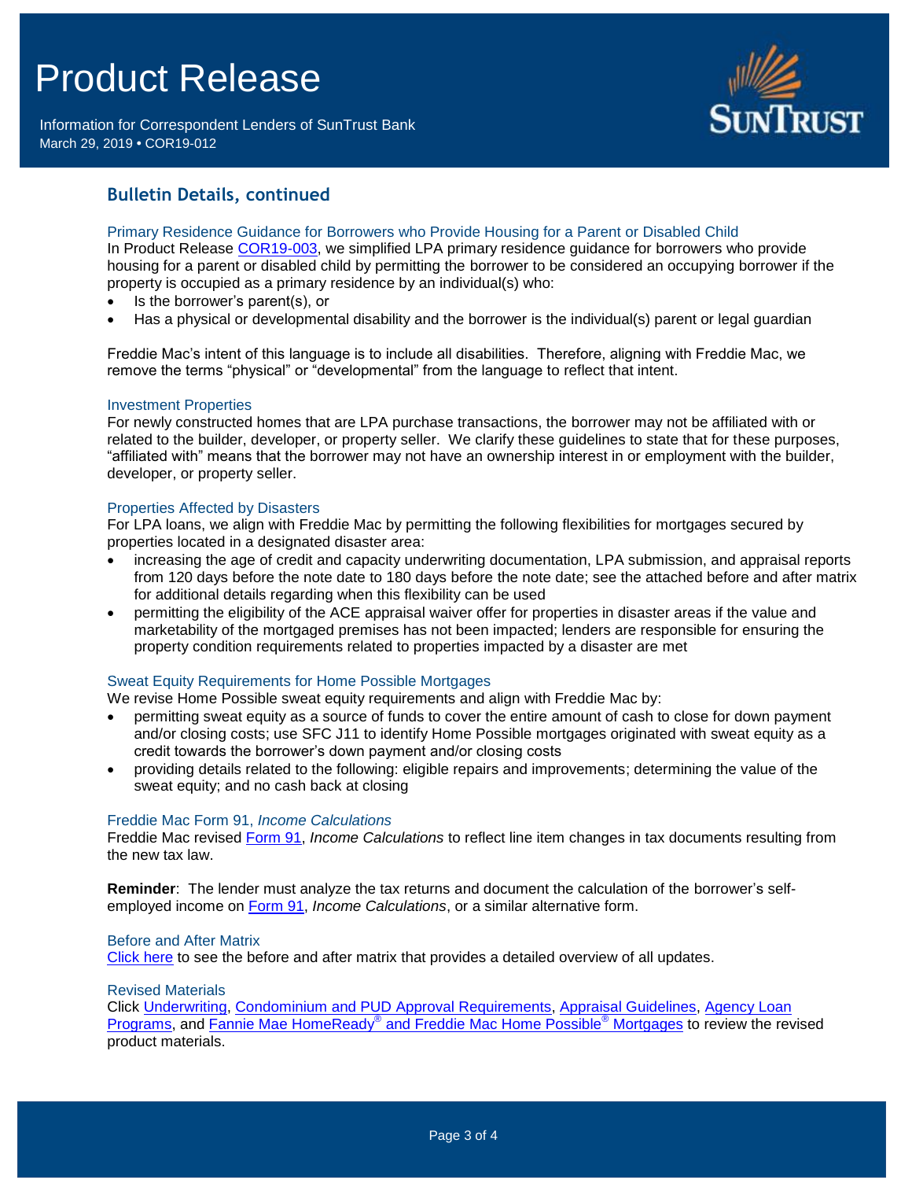## Bulletin Details, continued

### Primary Residence Guidance for Borrowers who Provide Housing for a Parent or Disabled Child

In Product Release COR19-003, we simplified LPA primary residence guidance for borrowers who provide housing for a parent or disabled child by permitting the borrower to be considered an occupying borrower if the property is occupied as a primary residence by an individual(s) who:

- Is the borrower's parent(s), or
- Has a physical or developmental disability and the borrower is the individual(s) parent or legal guardian

Freddie Mac's intent of this language is to include all disabilities. Therefore, aligning with Freddie Mac, we remove the terms "physical" or "developmental" from the language to reflect that intent.

### Investment Properties

For newly constructed homes that are LPA purchase transactions, the borrower may not be affiliated with or related to the builder, developer, or property seller. We clarify these guidelines to state that for these purposes, "affiliated with" means that the borrower may not have an ownership interest in or employment with the builder, developer, or property seller.

### Properties Affected by Disasters

For LPA loans, we align with Freddie Mac by permitting the following flexibilities for mortgages secured by properties located in a designated disaster area:

- increasing the age of credit and capacity underwriting documentation, LPA submission, and appraisal reports from 120 days before the note date to 180 days before the note date; see the attached before and after matrix for additional details regarding when this flexibility can be used
- permitting the eligibility of the ACE appraisal waiver offer for properties in disaster areas if the value and marketability of the mortgaged premises has not been impacted; lenders are responsible for ensuring the property condition requirements related to properties impacted by a disaster are met

### Sweat Equity Requirements for Home Possible Mortgages

We revise Home Possible sweat equity requirements and align with Freddie Mac by:

- permitting sweat equity as a source of funds to cover the entire amount of cash to close for down payment and/or closing costs; use SFC J11 to identify Home Possible mortgages originated with sweat equity as a credit towards the borrower's down payment and/or closing costs
- providing details related to the following: eligible repairs and improvements; determining the value of the sweat equity; and no cash back at closing

### Freddie Mac Form 91, *Income Calculations*

Freddie Mac revised Form 91, *Income Calculations* to reflect line item changes in tax documents resulting from the new tax law.

**Reminder**: The lender must analyze the tax returns and document the calculation of the borrower's self-employed income on Form 91, *Income Calculations*, or a similar alternative form.

### Before and After Matrix

Click here to see the before and after matrix that provides a detailed overview of all updates.

### Revised Materials

Click Underwriting, Condominium and PUD Approval Requirements, Appraisal Guidelines, Agency Loan Programs, and Fannie Mae HomeReady® and Freddie Mac Home Possible® Mortgages to review the revised product materials.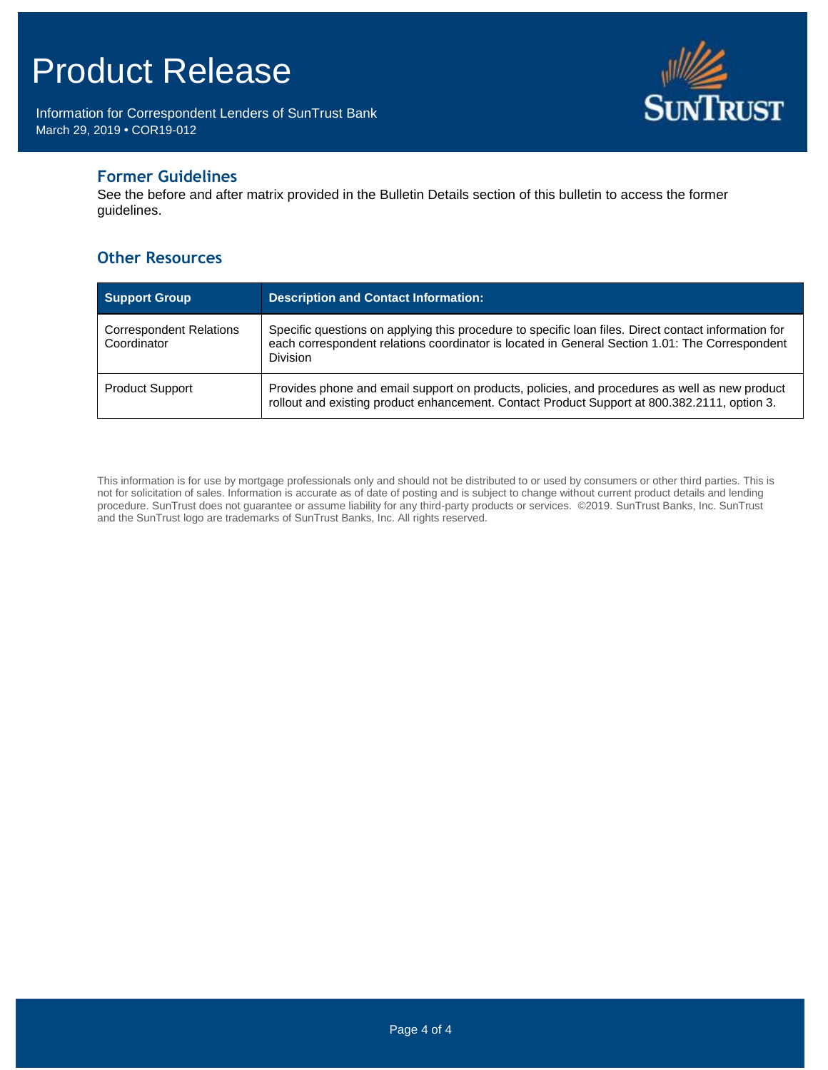## Former Guidelines

See the before and after matrix provided in the Bulletin Details section of this bulletin to access the former guidelines.

## Other Resources

| Support Group | Description and Contact Information: |
|---|---|
| Correspondent Relations Coordinator | Specific questions on applying this procedure to specific loan files. Direct contact information for each correspondent relations coordinator is located in General Section 1.01: The Correspondent Division |
| Product Support | Provides phone and email support on products, policies, and procedures as well as new product rollout and existing product enhancement. Contact Product Support at 800.382.2111, option 3. |

This information is for use by mortgage professionals only and should not be distributed to or used by consumers or other third parties. This is not for solicitation of sales. Information is accurate as of date of posting and is subject to change without current product details and lending procedure. SunTrust does not guarantee or assume liability for any third-party products or services. ©2019. SunTrust Banks, Inc. SunTrust and the SunTrust logo are trademarks of SunTrust Banks, Inc. All rights reserved.